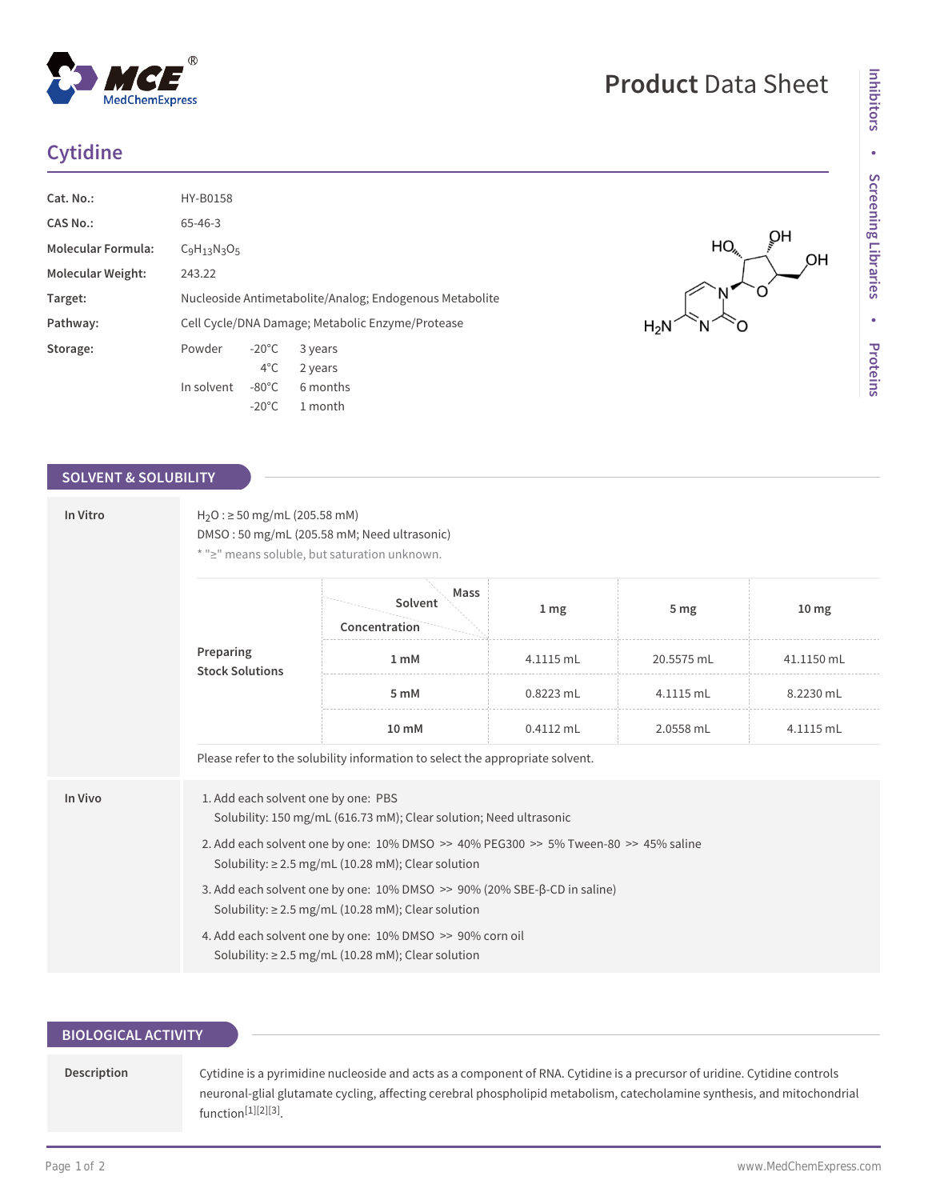# Cytidine

| | |
|---|---|
| **Cat. No.:** | HY-B0158 |
| **CAS No.:** | 65-46-3 |
| **Molecular Formula:** | $C_9H_{13}N_3O_5$ |
| **Molecular Weight:** | 243.22 |
| **Target:** | Nucleoside Antimetabolite/Analog; Endogenous Metabolite |
| **Pathway:** | Cell Cycle/DNA Damage; Metabolic Enzyme/Protease |
| **Storage:** | Powder -20°C 3 years; 4°C 2 years<br>In solvent -80°C 6 months; -20°C 1 month |

## SOLVENT & SOLUBILITY

### In Vitro

$H_2O$ : ≥ 50 mg/mL (205.58 mM)

DMSO : 50 mg/mL (205.58 mM; Need ultrasonic)

* "≥" means soluble, but saturation unknown.

**Preparing Stock Solutions**

| Solvent Concentration / Mass | 1 mg | 5 mg | 10 mg |
|---|---|---|---|
| 1 mM | 4.1115 mL | 20.5575 mL | 41.1150 mL |
| 5 mM | 0.8223 mL | 4.1115 mL | 8.2230 mL |
| 10 mM | 0.4112 mL | 2.0558 mL | 4.1115 mL |

Please refer to the solubility information to select the appropriate solvent.

### In Vivo

1. Add each solvent one by one: PBS
   Solubility: 150 mg/mL (616.73 mM); Clear solution; Need ultrasonic
2. Add each solvent one by one: 10% DMSO >> 40% PEG300 >> 5% Tween-80 >> 45% saline
   Solubility: ≥ 2.5 mg/mL (10.28 mM); Clear solution
3. Add each solvent one by one: 10% DMSO >> 90% (20% SBE-β-CD in saline)
   Solubility: ≥ 2.5 mg/mL (10.28 mM); Clear solution
4. Add each solvent one by one: 10% DMSO >> 90% corn oil
   Solubility: ≥ 2.5 mg/mL (10.28 mM); Clear solution

## BIOLOGICAL ACTIVITY

**Description**

Cytidine is a pyrimidine nucleoside and acts as a component of RNA. Cytidine is a precursor of uridine. Cytidine controls neuronal-glial glutamate cycling, affecting cerebral phospholipid metabolism, catecholamine synthesis, and mitochondrial function[1][2][3].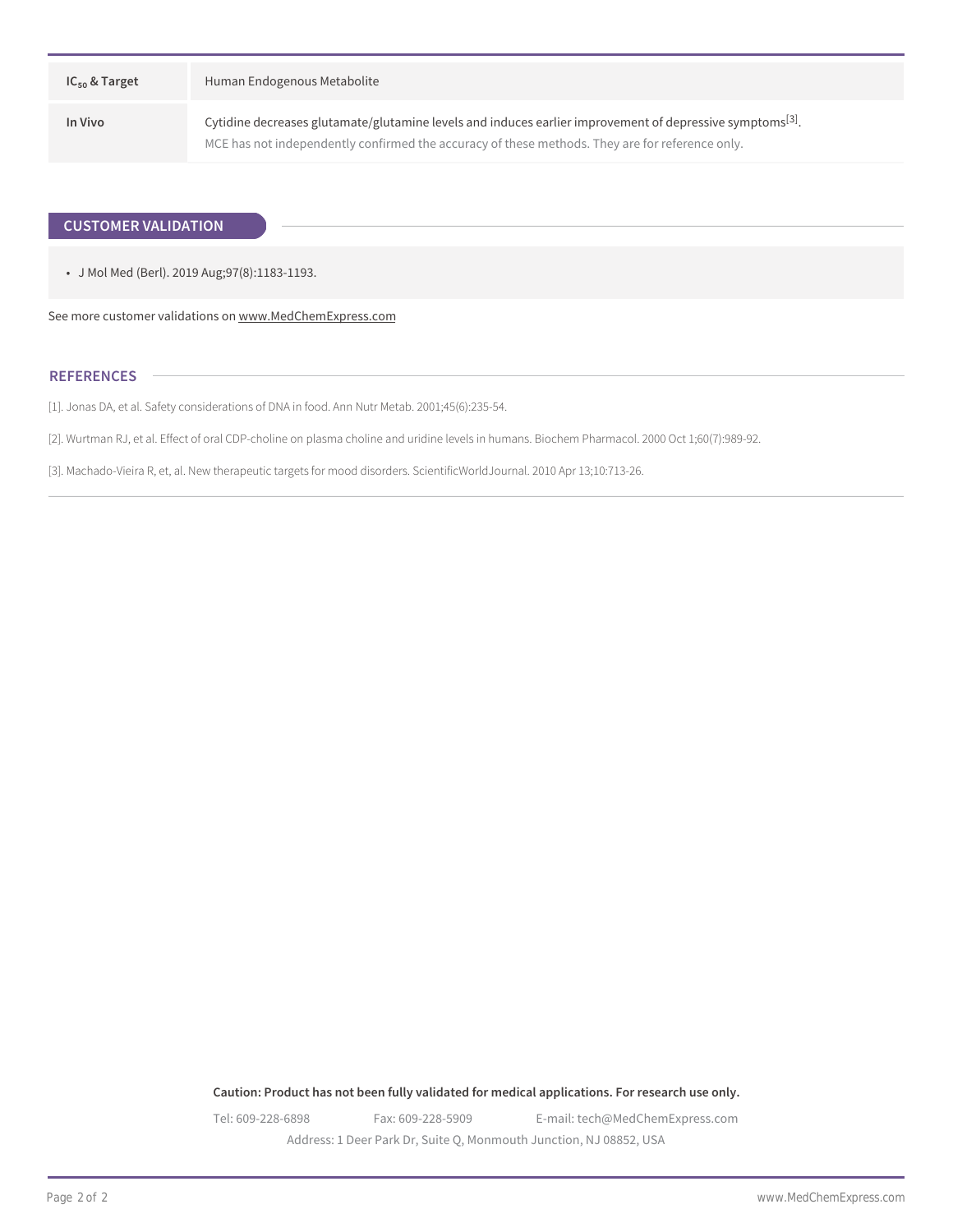| | |
|---|---|
| $IC_{50}$ & Target | Human Endogenous Metabolite |
| In Vivo | Cytidine decreases glutamate/glutamine levels and induces earlier improvement of depressive symptoms[3]. MCE has not independently confirmed the accuracy of these methods. They are for reference only. |

## CUSTOMER VALIDATION

- J Mol Med (Berl). 2019 Aug;97(8):1183-1193.

See more customer validations on www.MedChemExpress.com

## REFERENCES

[1]. Jonas DA, et al. Safety considerations of DNA in food. Ann Nutr Metab. 2001;45(6):235-54.

[2]. Wurtman RJ, et al. Effect of oral CDP-choline on plasma choline and uridine levels in humans. Biochem Pharmacol. 2000 Oct 1;60(7):989-92.

[3]. Machado-Vieira R, et, al. New therapeutic targets for mood disorders. ScientificWorldJournal. 2010 Apr 13;10:713-26.

**Caution: Product has not been fully validated for medical applications. For research use only.**

Tel: 609-228-6898 Fax: 609-228-5909 E-mail: tech@MedChemExpress.com

Address: 1 Deer Park Dr, Suite Q, Monmouth Junction, NJ 08852, USA